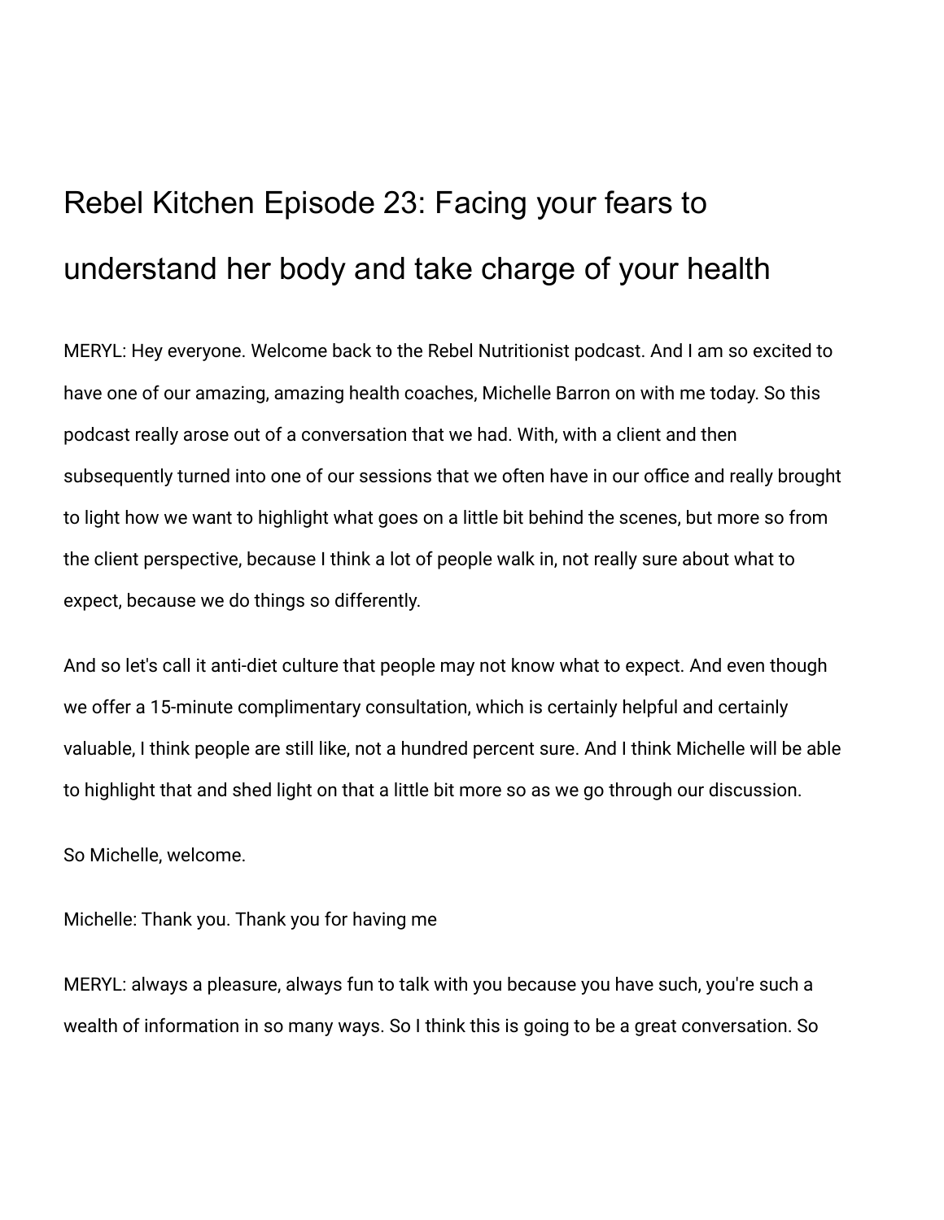# Rebel Kitchen Episode 23: Facing your fears to understand her body and take charge of your health

MERYL: Hey everyone. Welcome back to the Rebel Nutritionist podcast. And I am so excited to have one of our amazing, amazing health coaches, Michelle Barron on with me today. So this podcast really arose out of a conversation that we had. With, with a client and then subsequently turned into one of our sessions that we often have in our office and really brought to light how we want to highlight what goes on a little bit behind the scenes, but more so from the client perspective, because I think a lot of people walk in, not really sure about what to expect, because we do things so differently.

And so let's call it anti-diet culture that people may not know what to expect. And even though we offer a 15-minute complimentary consultation, which is certainly helpful and certainly valuable, I think people are still like, not a hundred percent sure. And I think Michelle will be able to highlight that and shed light on that a little bit more so as we go through our discussion.

So Michelle, welcome.

Michelle: Thank you. Thank you for having me

MERYL: always a pleasure, always fun to talk with you because you have such, you're such a wealth of information in so many ways. So I think this is going to be a great conversation. So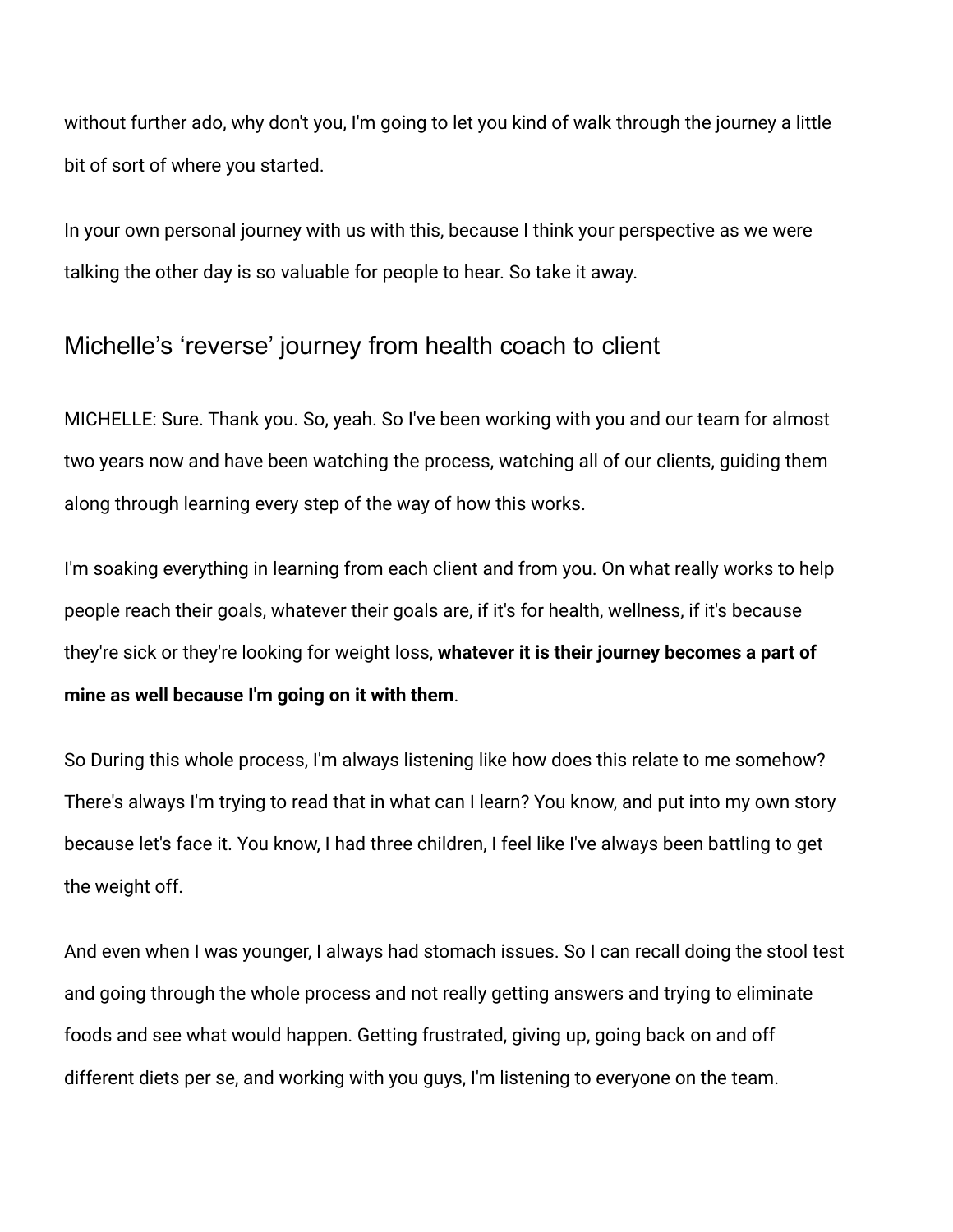without further ado, why don't you, I'm going to let you kind of walk through the journey a little bit of sort of where you started.

In your own personal journey with us with this, because I think your perspective as we were talking the other day is so valuable for people to hear. So take it away.

## Michelle's 'reverse' journey from health coach to client

MICHELLE: Sure. Thank you. So, yeah. So I've been working with you and our team for almost two years now and have been watching the process, watching all of our clients, guiding them along through learning every step of the way of how this works.

I'm soaking everything in learning from each client and from you. On what really works to help people reach their goals, whatever their goals are, if it's for health, wellness, if it's because they're sick or they're looking for weight loss, **whatever it is their journey becomes a part of mine as well because I'm going on it with them**.

So During this whole process, I'm always listening like how does this relate to me somehow? There's always I'm trying to read that in what can I learn? You know, and put into my own story because let's face it. You know, I had three children, I feel like I've always been battling to get the weight off.

And even when I was younger, I always had stomach issues. So I can recall doing the stool test and going through the whole process and not really getting answers and trying to eliminate foods and see what would happen. Getting frustrated, giving up, going back on and off different diets per se, and working with you guys, I'm listening to everyone on the team.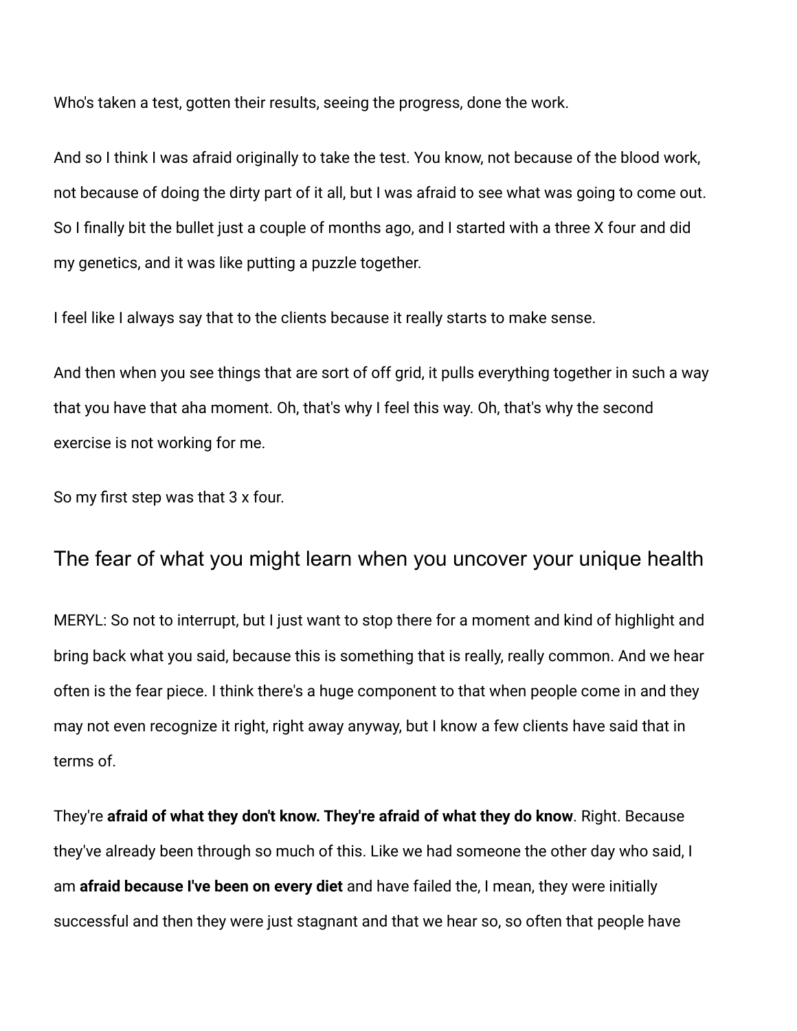Who's taken a test, gotten their results, seeing the progress, done the work.

And so I think I was afraid originally to take the test. You know, not because of the blood work, not because of doing the dirty part of it all, but I was afraid to see what was going to come out. So I finally bit the bullet just a couple of months ago, and I started with a three X four and did my genetics, and it was like putting a puzzle together.

I feel like I always say that to the clients because it really starts to make sense.

And then when you see things that are sort of off grid, it pulls everything together in such a way that you have that aha moment. Oh, that's why I feel this way. Oh, that's why the second exercise is not working for me.

So my first step was that 3 x four.

## The fear of what you might learn when you uncover your unique health

MERYL: So not to interrupt, but I just want to stop there for a moment and kind of highlight and bring back what you said, because this is something that is really, really common. And we hear often is the fear piece. I think there's a huge component to that when people come in and they may not even recognize it right, right away anyway, but I know a few clients have said that in terms of.

They're **afraid of what they don't know. They're afraid of what they do know**. Right. Because they've already been through so much of this. Like we had someone the other day who said, I am **afraid because I've been on every diet** and have failed the, I mean, they were initially successful and then they were just stagnant and that we hear so, so often that people have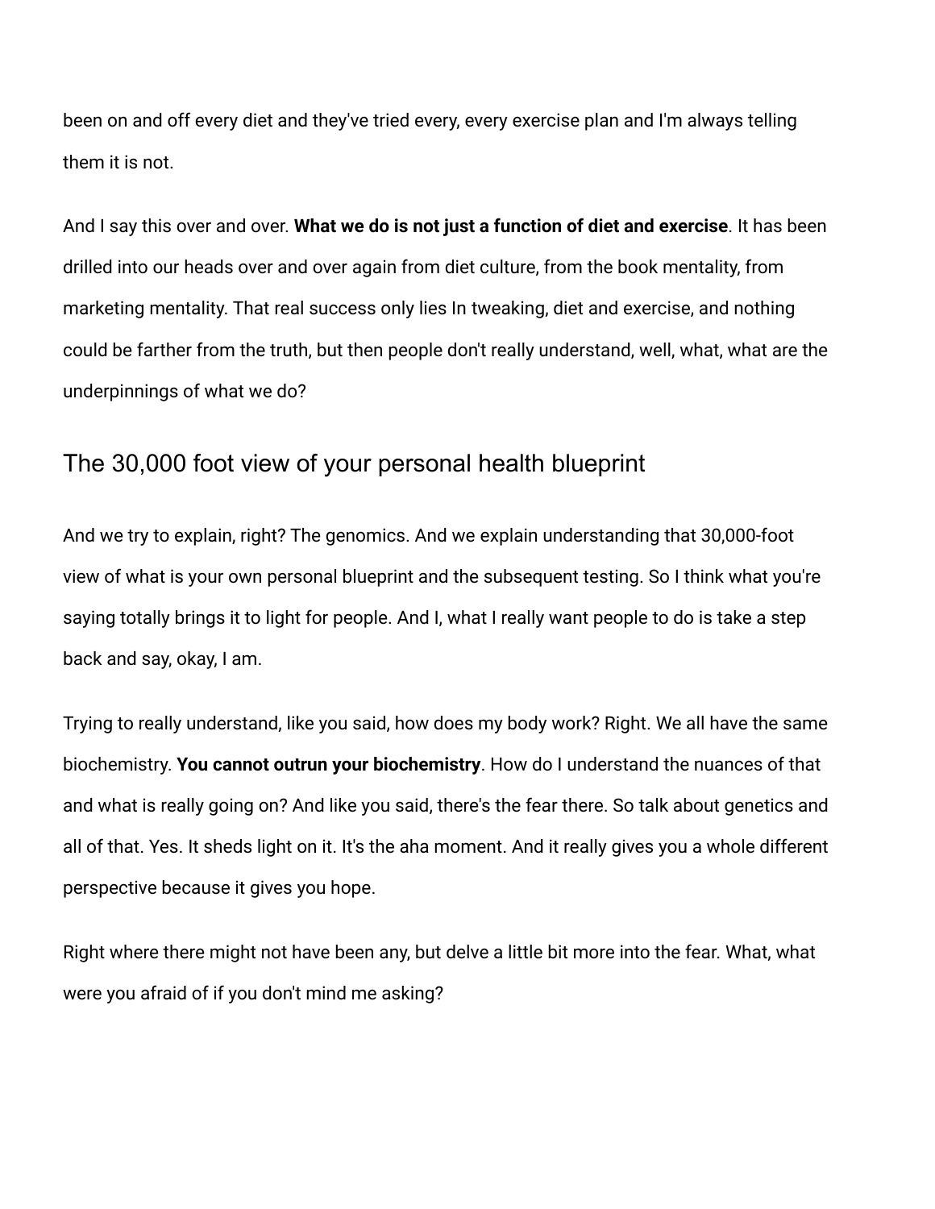been on and off every diet and they've tried every, every exercise plan and I'm always telling them it is not.

And I say this over and over. **What we do is not just a function of diet and exercise**. It has been drilled into our heads over and over again from diet culture, from the book mentality, from marketing mentality. That real success only lies In tweaking, diet and exercise, and nothing could be farther from the truth, but then people don't really understand, well, what, what are the underpinnings of what we do?

## The 30,000 foot view of your personal health blueprint

And we try to explain, right? The genomics. And we explain understanding that 30,000-foot view of what is your own personal blueprint and the subsequent testing. So I think what you're saying totally brings it to light for people. And I, what I really want people to do is take a step back and say, okay, I am.

Trying to really understand, like you said, how does my body work? Right. We all have the same biochemistry. **You cannot outrun your biochemistry**. How do I understand the nuances of that and what is really going on? And like you said, there's the fear there. So talk about genetics and all of that. Yes. It sheds light on it. It's the aha moment. And it really gives you a whole different perspective because it gives you hope.

Right where there might not have been any, but delve a little bit more into the fear. What, what were you afraid of if you don't mind me asking?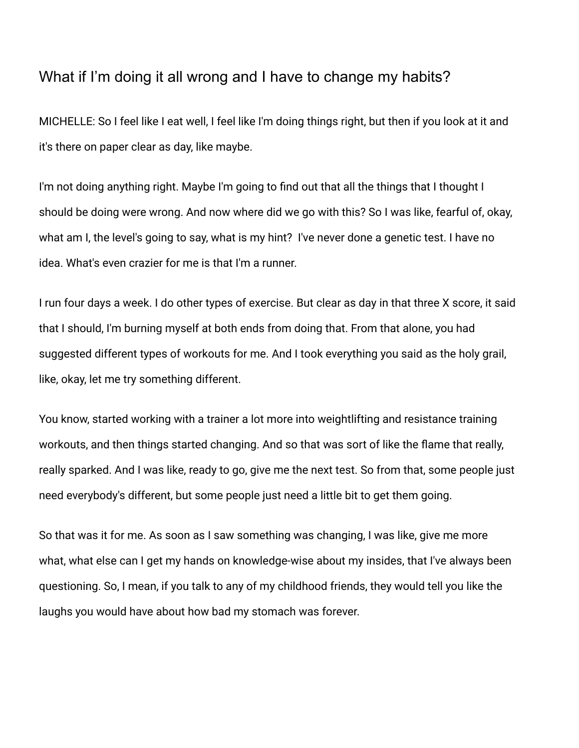## What if I'm doing it all wrong and I have to change my habits?

MICHELLE: So I feel like I eat well, I feel like I'm doing things right, but then if you look at it and it's there on paper clear as day, like maybe.

I'm not doing anything right. Maybe I'm going to find out that all the things that I thought I should be doing were wrong. And now where did we go with this? So I was like, fearful of, okay, what am I, the level's going to say, what is my hint? I've never done a genetic test. I have no idea. What's even crazier for me is that I'm a runner.

I run four days a week. I do other types of exercise. But clear as day in that three X score, it said that I should, I'm burning myself at both ends from doing that. From that alone, you had suggested different types of workouts for me. And I took everything you said as the holy grail, like, okay, let me try something different.

You know, started working with a trainer a lot more into weightlifting and resistance training workouts, and then things started changing. And so that was sort of like the flame that really, really sparked. And I was like, ready to go, give me the next test. So from that, some people just need everybody's different, but some people just need a little bit to get them going.

So that was it for me. As soon as I saw something was changing, I was like, give me more what, what else can I get my hands on knowledge-wise about my insides, that I've always been questioning. So, I mean, if you talk to any of my childhood friends, they would tell you like the laughs you would have about how bad my stomach was forever.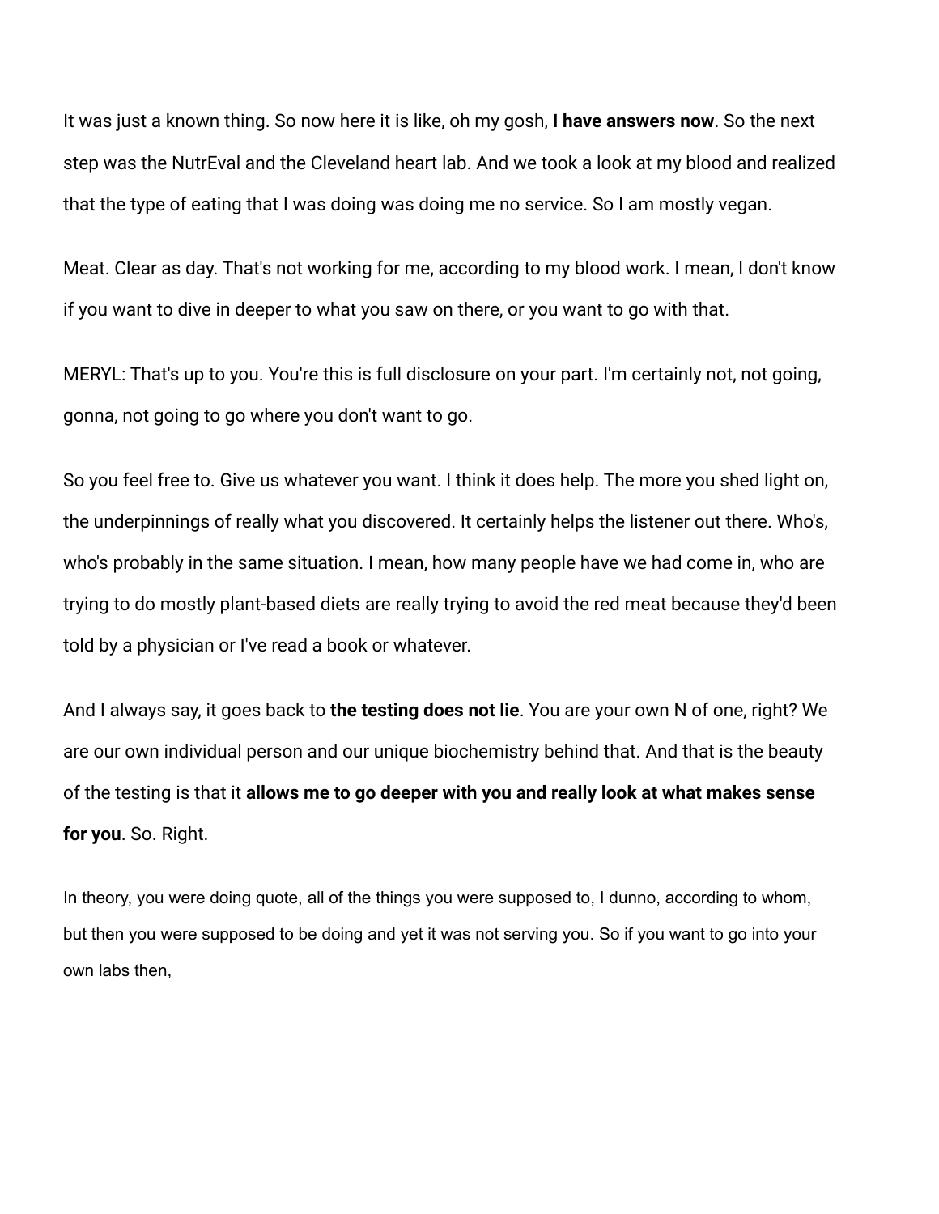It was just a known thing. So now here it is like, oh my gosh, **I have answers now**. So the next step was the NutrEval and the Cleveland heart lab. And we took a look at my blood and realized that the type of eating that I was doing was doing me no service. So I am mostly vegan.

Meat. Clear as day. That's not working for me, according to my blood work. I mean, I don't know if you want to dive in deeper to what you saw on there, or you want to go with that.

MERYL: That's up to you. You're this is full disclosure on your part. I'm certainly not, not going, gonna, not going to go where you don't want to go.

So you feel free to. Give us whatever you want. I think it does help. The more you shed light on, the underpinnings of really what you discovered. It certainly helps the listener out there. Who's, who's probably in the same situation. I mean, how many people have we had come in, who are trying to do mostly plant-based diets are really trying to avoid the red meat because they'd been told by a physician or I've read a book or whatever.

And I always say, it goes back to **the testing does not lie**. You are your own N of one, right? We are our own individual person and our unique biochemistry behind that. And that is the beauty of the testing is that it **allows me to go deeper with you and really look at what makes sense for you**. So. Right.

In theory, you were doing quote, all of the things you were supposed to, I dunno, according to whom, but then you were supposed to be doing and yet it was not serving you. So if you want to go into your own labs then,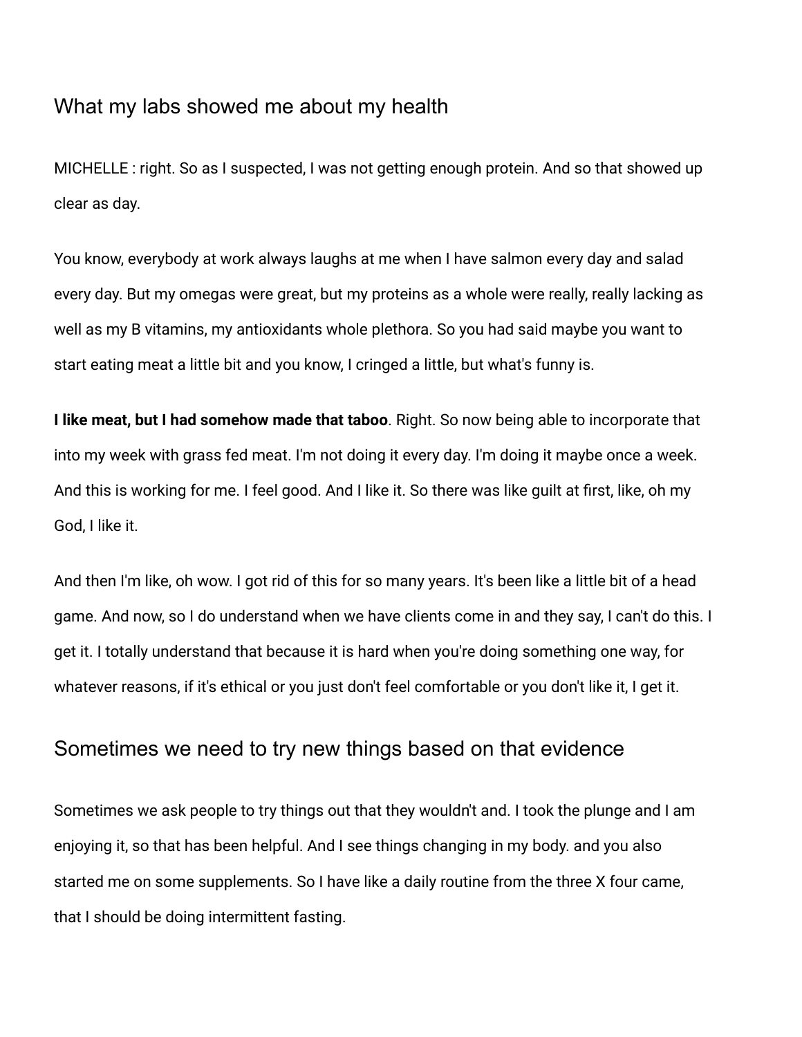## What my labs showed me about my health

MICHELLE : right. So as I suspected, I was not getting enough protein. And so that showed up clear as day.

You know, everybody at work always laughs at me when I have salmon every day and salad every day. But my omegas were great, but my proteins as a whole were really, really lacking as well as my B vitamins, my antioxidants whole plethora. So you had said maybe you want to start eating meat a little bit and you know, I cringed a little, but what's funny is.

**I like meat, but I had somehow made that taboo**. Right. So now being able to incorporate that into my week with grass fed meat. I'm not doing it every day. I'm doing it maybe once a week. And this is working for me. I feel good. And I like it. So there was like guilt at first, like, oh my God, I like it.

And then I'm like, oh wow. I got rid of this for so many years. It's been like a little bit of a head game. And now, so I do understand when we have clients come in and they say, I can't do this. I get it. I totally understand that because it is hard when you're doing something one way, for whatever reasons, if it's ethical or you just don't feel comfortable or you don't like it, I get it.

## Sometimes we need to try new things based on that evidence

Sometimes we ask people to try things out that they wouldn't and. I took the plunge and I am enjoying it, so that has been helpful. And I see things changing in my body. and you also started me on some supplements. So I have like a daily routine from the three X four came, that I should be doing intermittent fasting.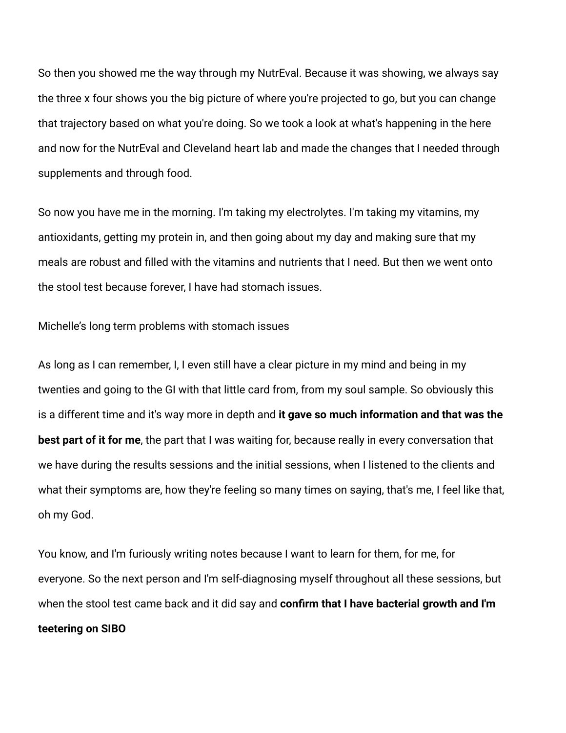So then you showed me the way through my NutrEval. Because it was showing, we always say the three x four shows you the big picture of where you're projected to go, but you can change that trajectory based on what you're doing. So we took a look at what's happening in the here and now for the NutrEval and Cleveland heart lab and made the changes that I needed through supplements and through food.

So now you have me in the morning. I'm taking my electrolytes. I'm taking my vitamins, my antioxidants, getting my protein in, and then going about my day and making sure that my meals are robust and filled with the vitamins and nutrients that I need. But then we went onto the stool test because forever, I have had stomach issues.

## Michelle's long term problems with stomach issues

As long as I can remember, I, I even still have a clear picture in my mind and being in my twenties and going to the GI with that little card from, from my soul sample. So obviously this is a different time and it's way more in depth and **it gave so much information and that was the best part of it for me**, the part that I was waiting for, because really in every conversation that we have during the results sessions and the initial sessions, when I listened to the clients and what their symptoms are, how they're feeling so many times on saying, that's me, I feel like that, oh my God.

You know, and I'm furiously writing notes because I want to learn for them, for me, for everyone. So the next person and I'm self-diagnosing myself throughout all these sessions, but when the stool test came back and it did say and **confirm that I have bacterial growth and I'm teetering on SIBO**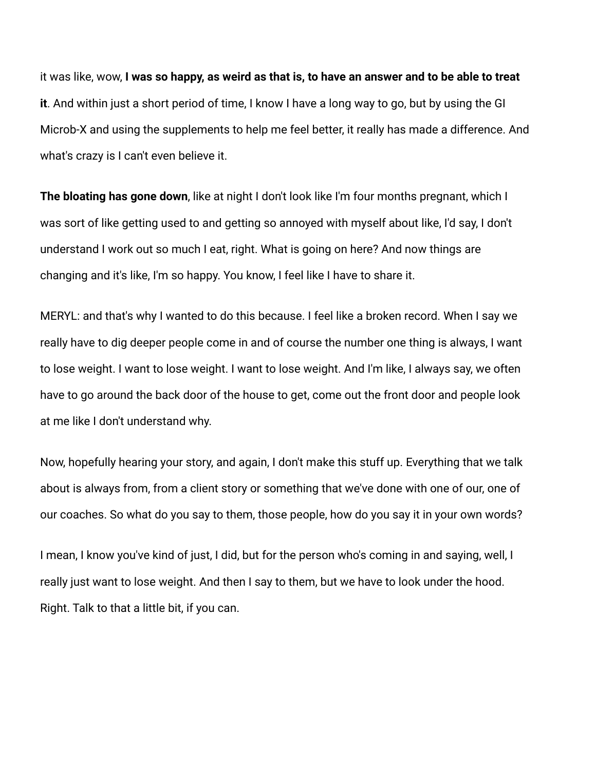it was like, wow, **I was so happy, as weird as that is, to have an answer and to be able to treat it**. And within just a short period of time, I know I have a long way to go, but by using the GI Microb-X and using the supplements to help me feel better, it really has made a difference. And what's crazy is I can't even believe it.

**The bloating has gone down**, like at night I don't look like I'm four months pregnant, which I was sort of like getting used to and getting so annoyed with myself about like, I'd say, I don't understand I work out so much I eat, right. What is going on here? And now things are changing and it's like, I'm so happy. You know, I feel like I have to share it.

MERYL: and that's why I wanted to do this because. I feel like a broken record. When I say we really have to dig deeper people come in and of course the number one thing is always, I want to lose weight. I want to lose weight. I want to lose weight. And I'm like, I always say, we often have to go around the back door of the house to get, come out the front door and people look at me like I don't understand why.

Now, hopefully hearing your story, and again, I don't make this stuff up. Everything that we talk about is always from, from a client story or something that we've done with one of our, one of our coaches. So what do you say to them, those people, how do you say it in your own words?

I mean, I know you've kind of just, I did, but for the person who's coming in and saying, well, I really just want to lose weight. And then I say to them, but we have to look under the hood. Right. Talk to that a little bit, if you can.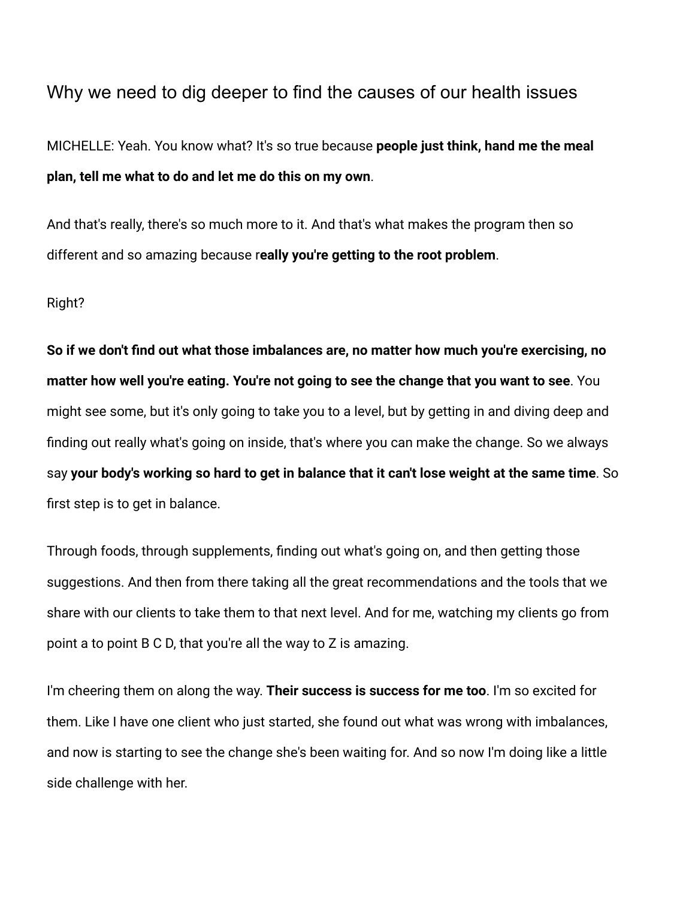## Why we need to dig deeper to find the causes of our health issues

MICHELLE: Yeah. You know what? It's so true because **people just think, hand me the meal plan, tell me what to do and let me do this on my own**.

And that's really, there's so much more to it. And that's what makes the program then so different and so amazing because r**eally you're getting to the root problem**.

Right?

**So if we don't find out what those imbalances are, no matter how much you're exercising, no matter how well you're eating. You're not going to see the change that you want to see**. You might see some, but it's only going to take you to a level, but by getting in and diving deep and finding out really what's going on inside, that's where you can make the change. So we always say **your body's working so hard to get in balance that it can't lose weight at the same time**. So first step is to get in balance.

Through foods, through supplements, finding out what's going on, and then getting those suggestions. And then from there taking all the great recommendations and the tools that we share with our clients to take them to that next level. And for me, watching my clients go from point a to point B C D, that you're all the way to Z is amazing.

I'm cheering them on along the way. **Their success is success for me too**. I'm so excited for them. Like I have one client who just started, she found out what was wrong with imbalances, and now is starting to see the change she's been waiting for. And so now I'm doing like a little side challenge with her.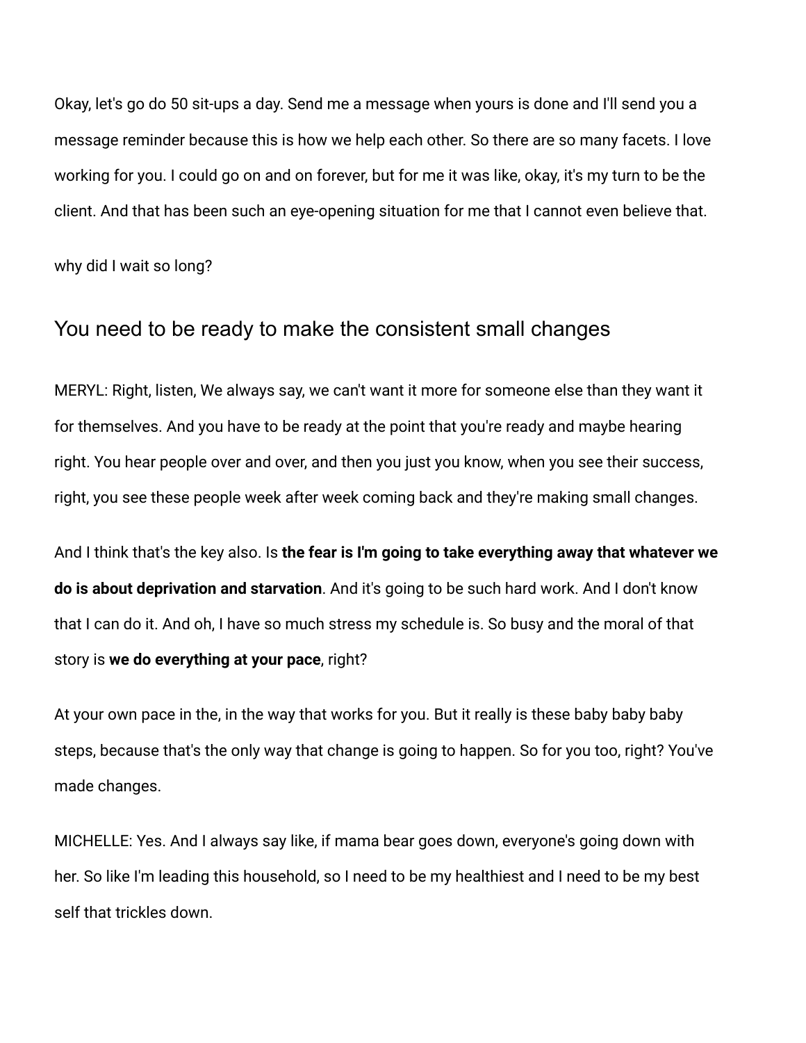Okay, let's go do 50 sit-ups a day. Send me a message when yours is done and I'll send you a message reminder because this is how we help each other. So there are so many facets. I love working for you. I could go on and on forever, but for me it was like, okay, it's my turn to be the client. And that has been such an eye-opening situation for me that I cannot even believe that.

why did I wait so long?

## You need to be ready to make the consistent small changes

MERYL: Right, listen, We always say, we can't want it more for someone else than they want it for themselves. And you have to be ready at the point that you're ready and maybe hearing right. You hear people over and over, and then you just you know, when you see their success, right, you see these people week after week coming back and they're making small changes.

And I think that's the key also. Is **the fear is I'm going to take everything away that whatever we do is about deprivation and starvation**. And it's going to be such hard work. And I don't know that I can do it. And oh, I have so much stress my schedule is. So busy and the moral of that story is **we do everything at your pace**, right?

At your own pace in the, in the way that works for you. But it really is these baby baby baby steps, because that's the only way that change is going to happen. So for you too, right? You've made changes.

MICHELLE: Yes. And I always say like, if mama bear goes down, everyone's going down with her. So like I'm leading this household, so I need to be my healthiest and I need to be my best self that trickles down.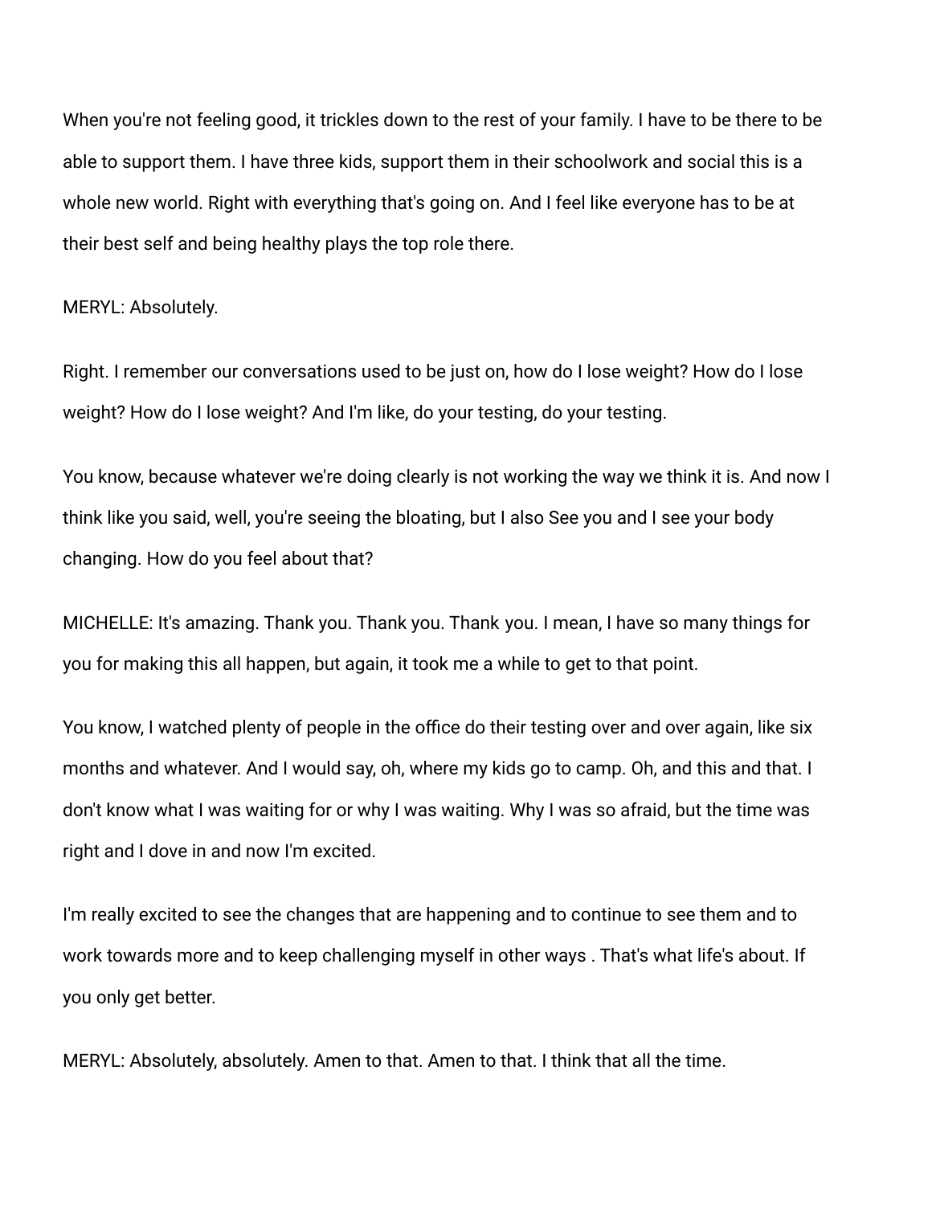When you're not feeling good, it trickles down to the rest of your family. I have to be there to be able to support them. I have three kids, support them in their schoolwork and social this is a whole new world. Right with everything that's going on. And I feel like everyone has to be at their best self and being healthy plays the top role there.

MERYL: Absolutely.

Right. I remember our conversations used to be just on, how do I lose weight? How do I lose weight? How do I lose weight? And I'm like, do your testing, do your testing.

You know, because whatever we're doing clearly is not working the way we think it is. And now I think like you said, well, you're seeing the bloating, but I also See you and I see your body changing. How do you feel about that?

MICHELLE: It's amazing. Thank you. Thank you. Thank you. I mean, I have so many things for you for making this all happen, but again, it took me a while to get to that point.

You know, I watched plenty of people in the office do their testing over and over again, like six months and whatever. And I would say, oh, where my kids go to camp. Oh, and this and that. I don't know what I was waiting for or why I was waiting. Why I was so afraid, but the time was right and I dove in and now I'm excited.

I'm really excited to see the changes that are happening and to continue to see them and to work towards more and to keep challenging myself in other ways . That's what life's about. If you only get better.

MERYL: Absolutely, absolutely. Amen to that. Amen to that. I think that all the time.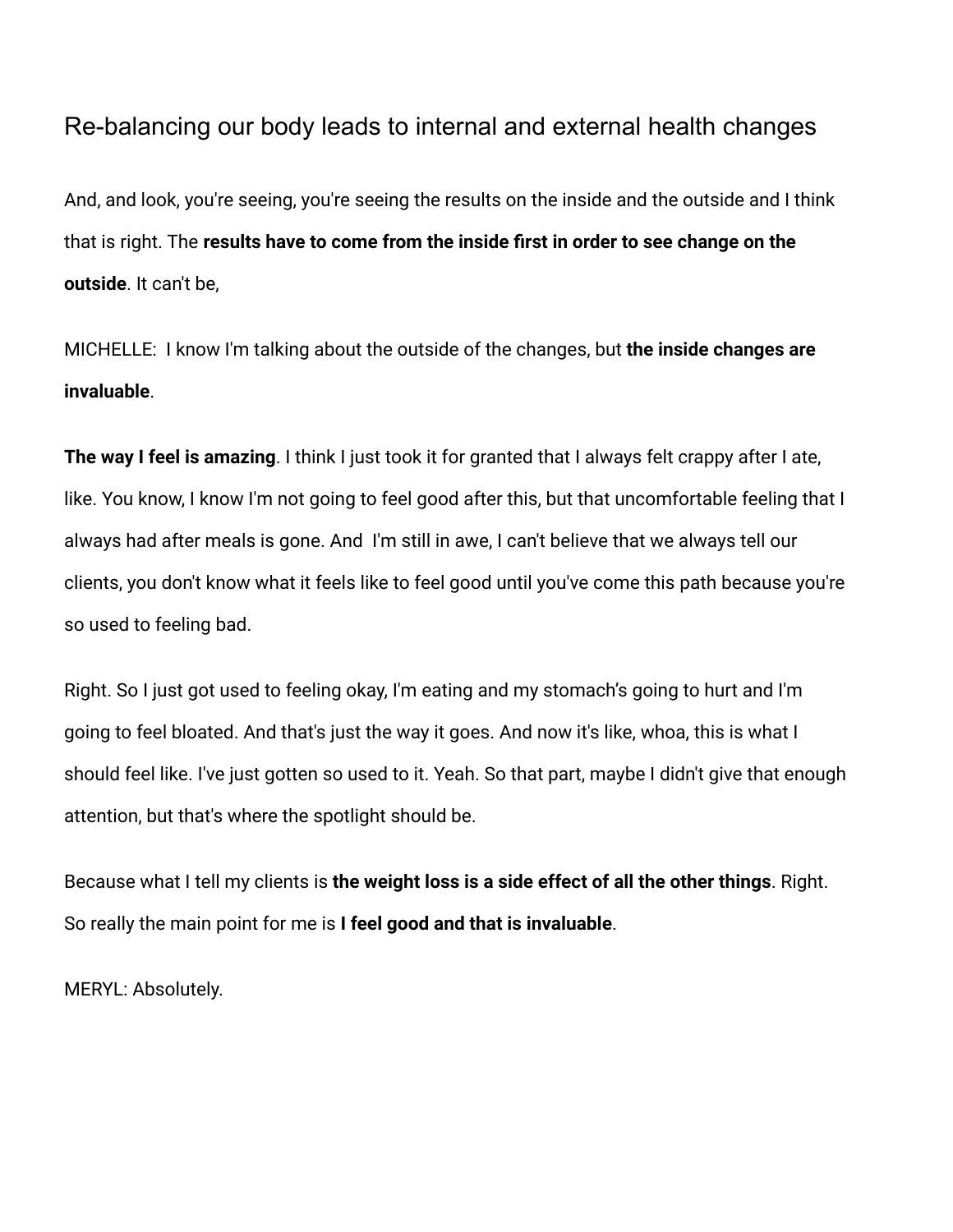## Re-balancing our body leads to internal and external health changes

And, and look, you're seeing, you're seeing the results on the inside and the outside and I think that is right. The **results have to come from the inside first in order to see change on the outside**. It can't be,

MICHELLE:  I know I'm talking about the outside of the changes, but **the inside changes are invaluable**.

**The way I feel is amazing**. I think I just took it for granted that I always felt crappy after I ate, like. You know, I know I'm not going to feel good after this, but that uncomfortable feeling that I always had after meals is gone. And  I'm still in awe, I can't believe that we always tell our clients, you don't know what it feels like to feel good until you've come this path because you're so used to feeling bad.

Right. So I just got used to feeling okay, I'm eating and my stomach's going to hurt and I'm going to feel bloated. And that's just the way it goes. And now it's like, whoa, this is what I should feel like. I've just gotten so used to it. Yeah. So that part, maybe I didn't give that enough attention, but that's where the spotlight should be.

Because what I tell my clients is **the weight loss is a side effect of all the other things**. Right. So really the main point for me is **I feel good and that is invaluable**.

MERYL: Absolutely.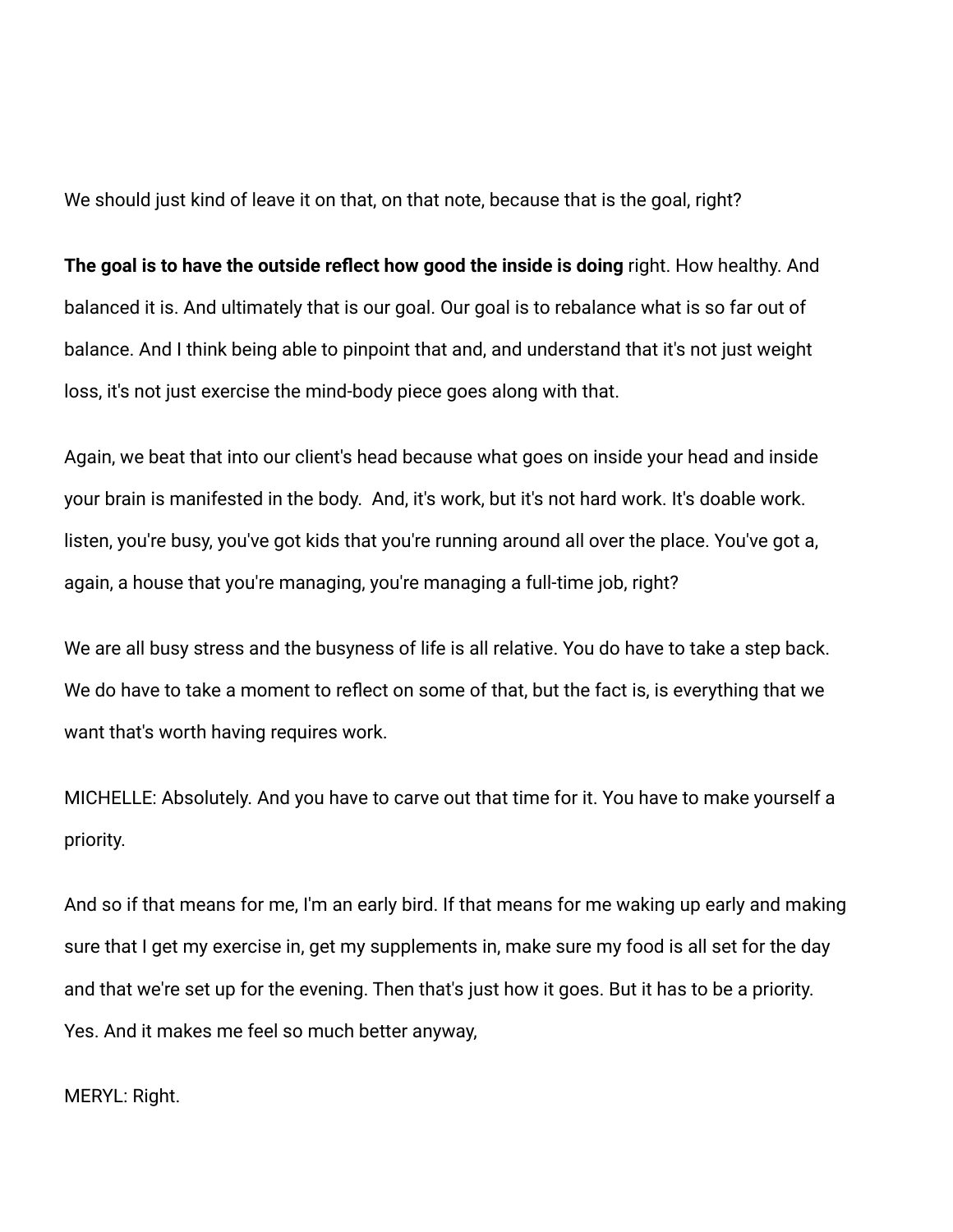We should just kind of leave it on that, on that note, because that is the goal, right?

**The goal is to have the outside reflect how good the inside is doing** right. How healthy. And balanced it is. And ultimately that is our goal. Our goal is to rebalance what is so far out of balance. And I think being able to pinpoint that and, and understand that it's not just weight loss, it's not just exercise the mind-body piece goes along with that.

Again, we beat that into our client's head because what goes on inside your head and inside your brain is manifested in the body.  And, it's work, but it's not hard work. It's doable work. listen, you're busy, you've got kids that you're running around all over the place. You've got a, again, a house that you're managing, you're managing a full-time job, right?

We are all busy stress and the busyness of life is all relative. You do have to take a step back. We do have to take a moment to reflect on some of that, but the fact is, is everything that we want that's worth having requires work.

MICHELLE: Absolutely. And you have to carve out that time for it. You have to make yourself a priority.

And so if that means for me, I'm an early bird. If that means for me waking up early and making sure that I get my exercise in, get my supplements in, make sure my food is all set for the day and that we're set up for the evening. Then that's just how it goes. But it has to be a priority. Yes. And it makes me feel so much better anyway,

MERYL: Right.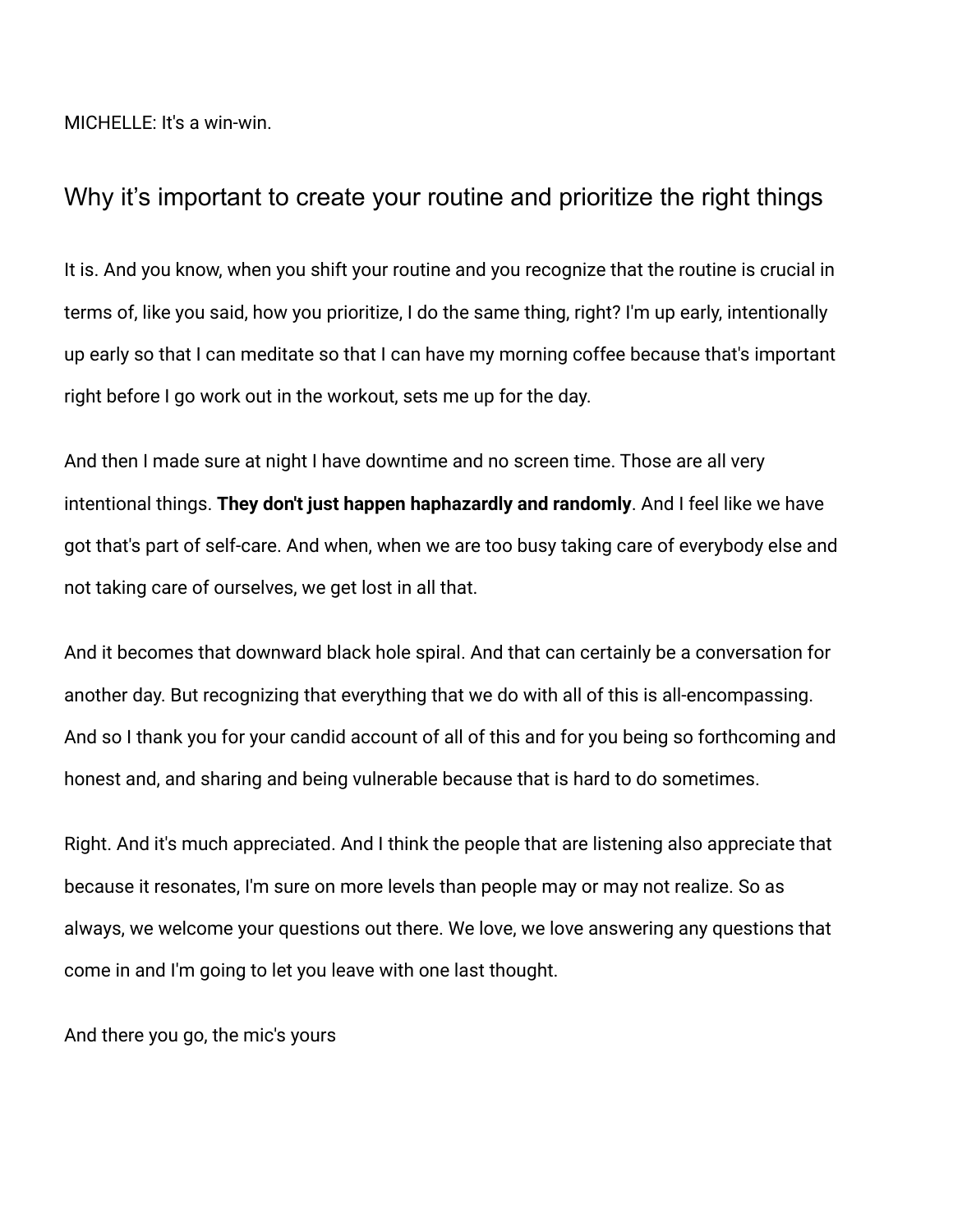MICHELLE: It's a win-win.

## Why it's important to create your routine and prioritize the right things

It is. And you know, when you shift your routine and you recognize that the routine is crucial in terms of, like you said, how you prioritize, I do the same thing, right? I'm up early, intentionally up early so that I can meditate so that I can have my morning coffee because that's important right before I go work out in the workout, sets me up for the day.

And then I made sure at night I have downtime and no screen time. Those are all very intentional things. **They don't just happen haphazardly and randomly**. And I feel like we have got that's part of self-care. And when, when we are too busy taking care of everybody else and not taking care of ourselves, we get lost in all that.

And it becomes that downward black hole spiral. And that can certainly be a conversation for another day. But recognizing that everything that we do with all of this is all-encompassing. And so I thank you for your candid account of all of this and for you being so forthcoming and honest and, and sharing and being vulnerable because that is hard to do sometimes.

Right. And it's much appreciated. And I think the people that are listening also appreciate that because it resonates, I'm sure on more levels than people may or may not realize. So as always, we welcome your questions out there. We love, we love answering any questions that come in and I'm going to let you leave with one last thought.

And there you go, the mic's yours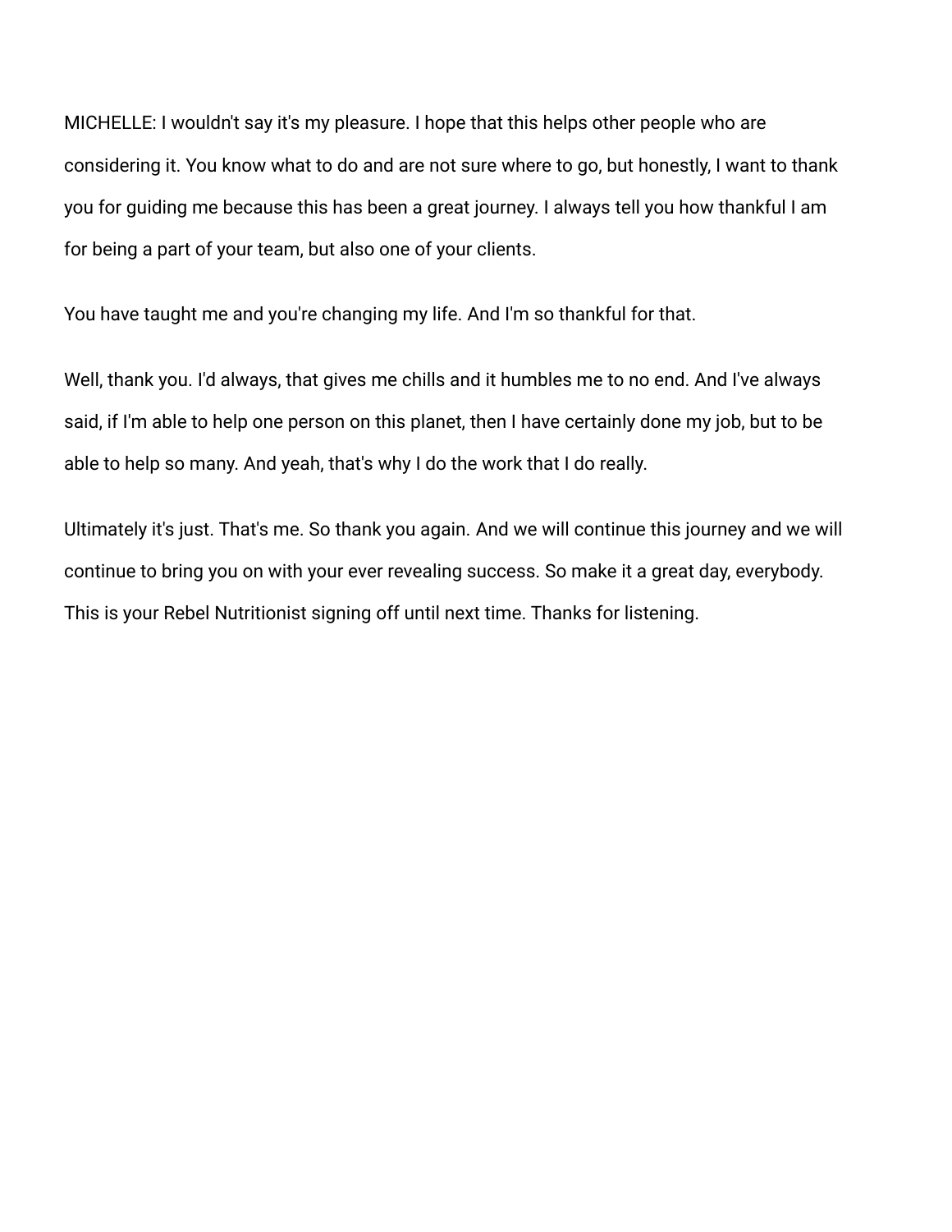MICHELLE: I wouldn't say it's my pleasure. I hope that this helps other people who are considering it. You know what to do and are not sure where to go, but honestly, I want to thank you for guiding me because this has been a great journey. I always tell you how thankful I am for being a part of your team, but also one of your clients.

You have taught me and you're changing my life. And I'm so thankful for that.

Well, thank you. I'd always, that gives me chills and it humbles me to no end. And I've always said, if I'm able to help one person on this planet, then I have certainly done my job, but to be able to help so many. And yeah, that's why I do the work that I do really.

Ultimately it's just. That's me. So thank you again. And we will continue this journey and we will continue to bring you on with your ever revealing success. So make it a great day, everybody. This is your Rebel Nutritionist signing off until next time. Thanks for listening.